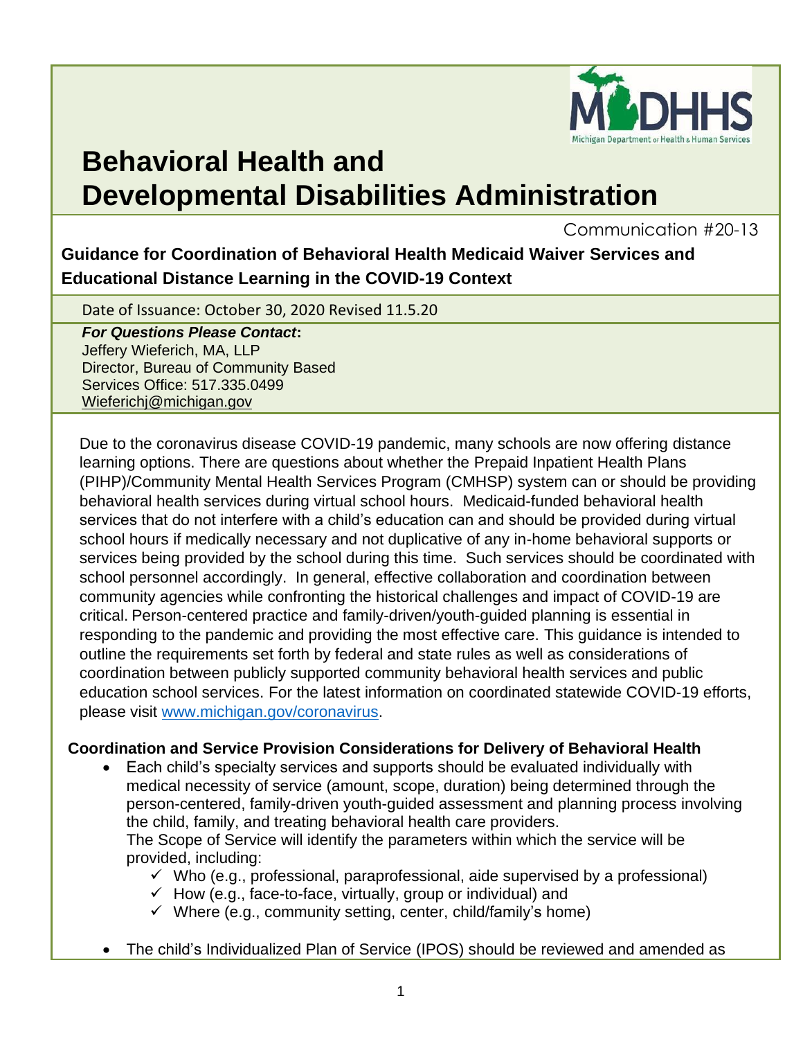# Behavioral Health and Developmental Disabilities Administration

Communication #20-13

## Guidance for Coordination of Behavioral Health Medicaid Waiver Services and Educational Distance Learning in the COVID-19 Context

Date of Issuance: October 30, 2020 Revised 11.5.20

***For Questions Please Contact*:**
Jeffery Wieferich, MA, LLP
Director, Bureau of Community Based Services Office: 517.335.0499
Wieferichj@michigan.gov

Due to the coronavirus disease COVID-19 pandemic, many schools are now offering distance learning options. There are questions about whether the Prepaid Inpatient Health Plans (PIHP)/Community Mental Health Services Program (CMHSP) system can or should be providing behavioral health services during virtual school hours. Medicaid-funded behavioral health services that do not interfere with a child's education can and should be provided during virtual school hours if medically necessary and not duplicative of any in-home behavioral supports or services being provided by the school during this time. Such services should be coordinated with school personnel accordingly. In general, effective collaboration and coordination between community agencies while confronting the historical challenges and impact of COVID-19 are critical. Person-centered practice and family-driven/youth-guided planning is essential in responding to the pandemic and providing the most effective care. This guidance is intended to outline the requirements set forth by federal and state rules as well as considerations of coordination between publicly supported community behavioral health services and public education school services. For the latest information on coordinated statewide COVID-19 efforts, please visit www.michigan.gov/coronavirus.

### Coordination and Service Provision Considerations for Delivery of Behavioral Health

- Each child's specialty services and supports should be evaluated individually with medical necessity of service (amount, scope, duration) being determined through the person-centered, family-driven youth-guided assessment and planning process involving the child, family, and treating behavioral health care providers.
  The Scope of Service will identify the parameters within which the service will be provided, including:
  - ✓ Who (e.g., professional, paraprofessional, aide supervised by a professional)
  - ✓ How (e.g., face-to-face, virtually, group or individual) and
  - ✓ Where (e.g., community setting, center, child/family's home)
- The child's Individualized Plan of Service (IPOS) should be reviewed and amended as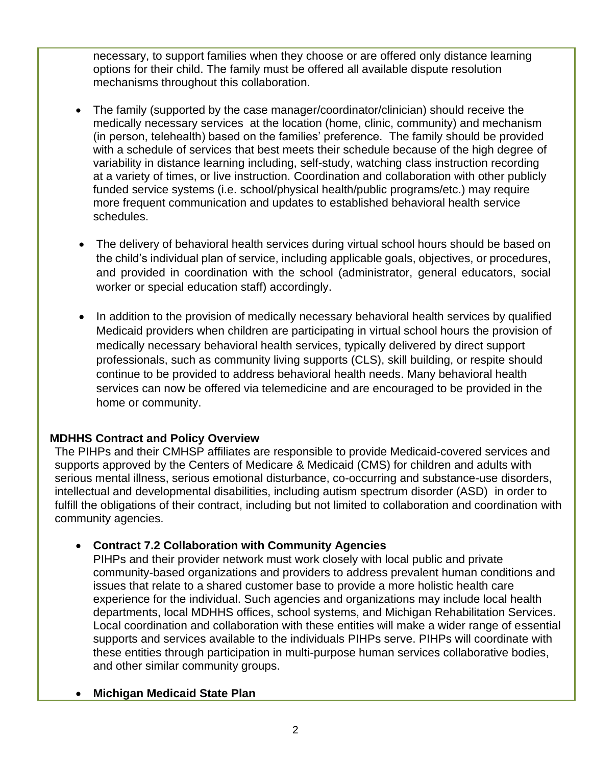necessary, to support families when they choose or are offered only distance learning options for their child. The family must be offered all available dispute resolution mechanisms throughout this collaboration.

- The family (supported by the case manager/coordinator/clinician) should receive the medically necessary services at the location (home, clinic, community) and mechanism (in person, telehealth) based on the families' preference. The family should be provided with a schedule of services that best meets their schedule because of the high degree of variability in distance learning including, self-study, watching class instruction recording at a variety of times, or live instruction. Coordination and collaboration with other publicly funded service systems (i.e. school/physical health/public programs/etc.) may require more frequent communication and updates to established behavioral health service schedules.

- The delivery of behavioral health services during virtual school hours should be based on the child's individual plan of service, including applicable goals, objectives, or procedures, and provided in coordination with the school (administrator, general educators, social worker or special education staff) accordingly.

- In addition to the provision of medically necessary behavioral health services by qualified Medicaid providers when children are participating in virtual school hours the provision of medically necessary behavioral health services, typically delivered by direct support professionals, such as community living supports (CLS), skill building, or respite should continue to be provided to address behavioral health needs. Many behavioral health services can now be offered via telemedicine and are encouraged to be provided in the home or community.

**MDHHS Contract and Policy Overview**

The PIHPs and their CMHSP affiliates are responsible to provide Medicaid-covered services and supports approved by the Centers of Medicare & Medicaid (CMS) for children and adults with serious mental illness, serious emotional disturbance, co-occurring and substance-use disorders, intellectual and developmental disabilities, including autism spectrum disorder (ASD) in order to fulfill the obligations of their contract, including but not limited to collaboration and coordination with community agencies.

- **Contract 7.2 Collaboration with Community Agencies**
  PIHPs and their provider network must work closely with local public and private community-based organizations and providers to address prevalent human conditions and issues that relate to a shared customer base to provide a more holistic health care experience for the individual. Such agencies and organizations may include local health departments, local MDHHS offices, school systems, and Michigan Rehabilitation Services. Local coordination and collaboration with these entities will make a wider range of essential supports and services available to the individuals PIHPs serve. PIHPs will coordinate with these entities through participation in multi-purpose human services collaborative bodies, and other similar community groups.

- **Michigan Medicaid State Plan**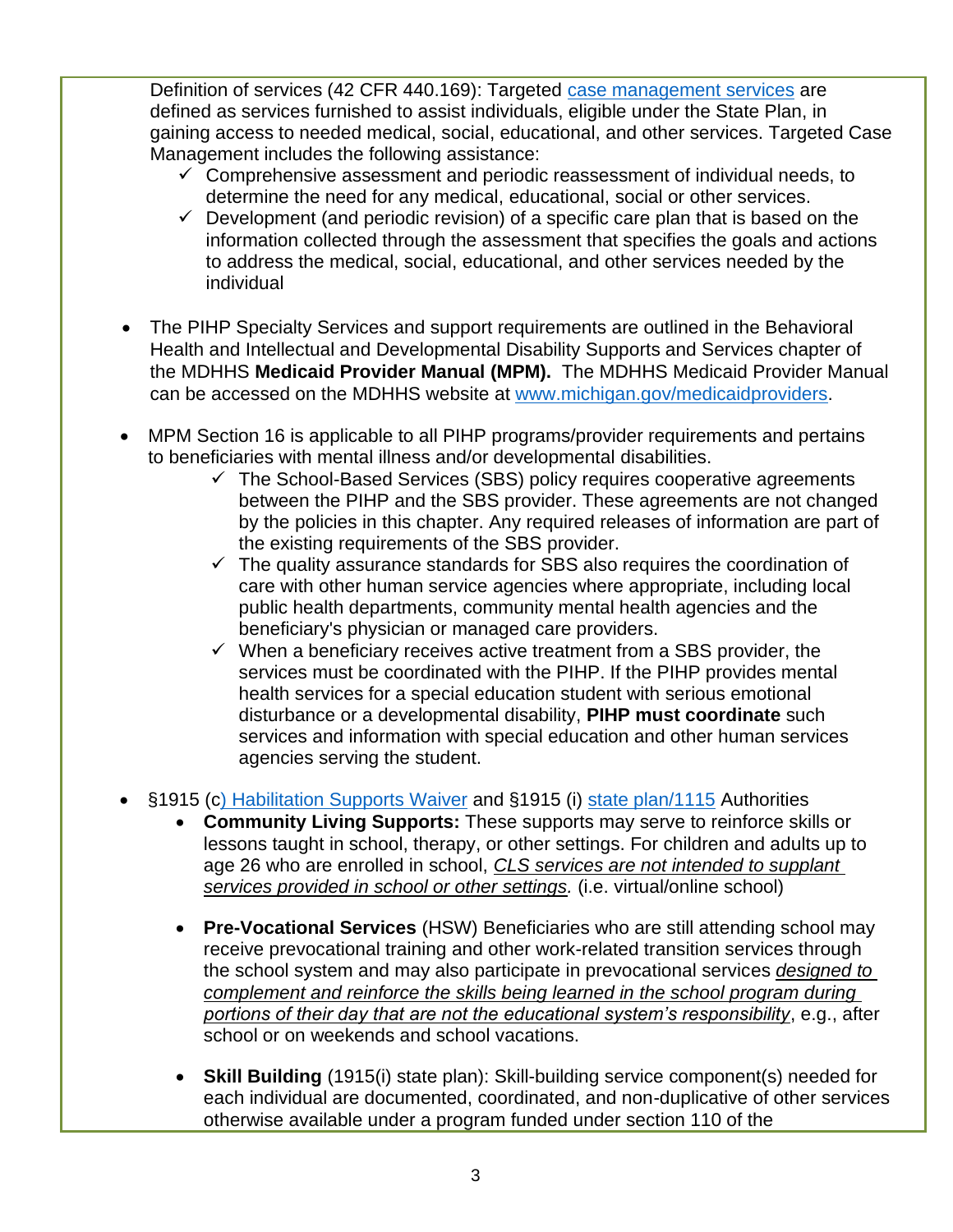Definition of services (42 CFR 440.169): Targeted case management services are defined as services furnished to assist individuals, eligible under the State Plan, in gaining access to needed medical, social, educational, and other services. Targeted Case Management includes the following assistance:

- ✓ Comprehensive assessment and periodic reassessment of individual needs, to determine the need for any medical, educational, social or other services.
- ✓ Development (and periodic revision) of a specific care plan that is based on the information collected through the assessment that specifies the goals and actions to address the medical, social, educational, and other services needed by the individual

- The PIHP Specialty Services and support requirements are outlined in the Behavioral Health and Intellectual and Developmental Disability Supports and Services chapter of the MDHHS **Medicaid Provider Manual (MPM).** The MDHHS Medicaid Provider Manual can be accessed on the MDHHS website at www.michigan.gov/medicaidproviders.

- MPM Section 16 is applicable to all PIHP programs/provider requirements and pertains to beneficiaries with mental illness and/or developmental disabilities.
    - ✓ The School-Based Services (SBS) policy requires cooperative agreements between the PIHP and the SBS provider. These agreements are not changed by the policies in this chapter. Any required releases of information are part of the existing requirements of the SBS provider.
    - ✓ The quality assurance standards for SBS also requires the coordination of care with other human service agencies where appropriate, including local public health departments, community mental health agencies and the beneficiary's physician or managed care providers.
    - ✓ When a beneficiary receives active treatment from a SBS provider, the services must be coordinated with the PIHP. If the PIHP provides mental health services for a special education student with serious emotional disturbance or a developmental disability, **PIHP must coordinate** such services and information with special education and other human services agencies serving the student.

- §1915 (c) Habilitation Supports Waiver and §1915 (i) state plan/1115 Authorities
    - **Community Living Supports:** These supports may serve to reinforce skills or lessons taught in school, therapy, or other settings. For children and adults up to age 26 who are enrolled in school, *CLS services are not intended to supplant services provided in school or other settings.* (i.e. virtual/online school)

    - **Pre-Vocational Services** (HSW) Beneficiaries who are still attending school may receive prevocational training and other work-related transition services through the school system and may also participate in prevocational services *designed to complement and reinforce the skills being learned in the school program during portions of their day that are not the educational system's responsibility*, e.g., after school or on weekends and school vacations.

    - **Skill Building** (1915(i) state plan): Skill-building service component(s) needed for each individual are documented, coordinated, and non-duplicative of other services otherwise available under a program funded under section 110 of the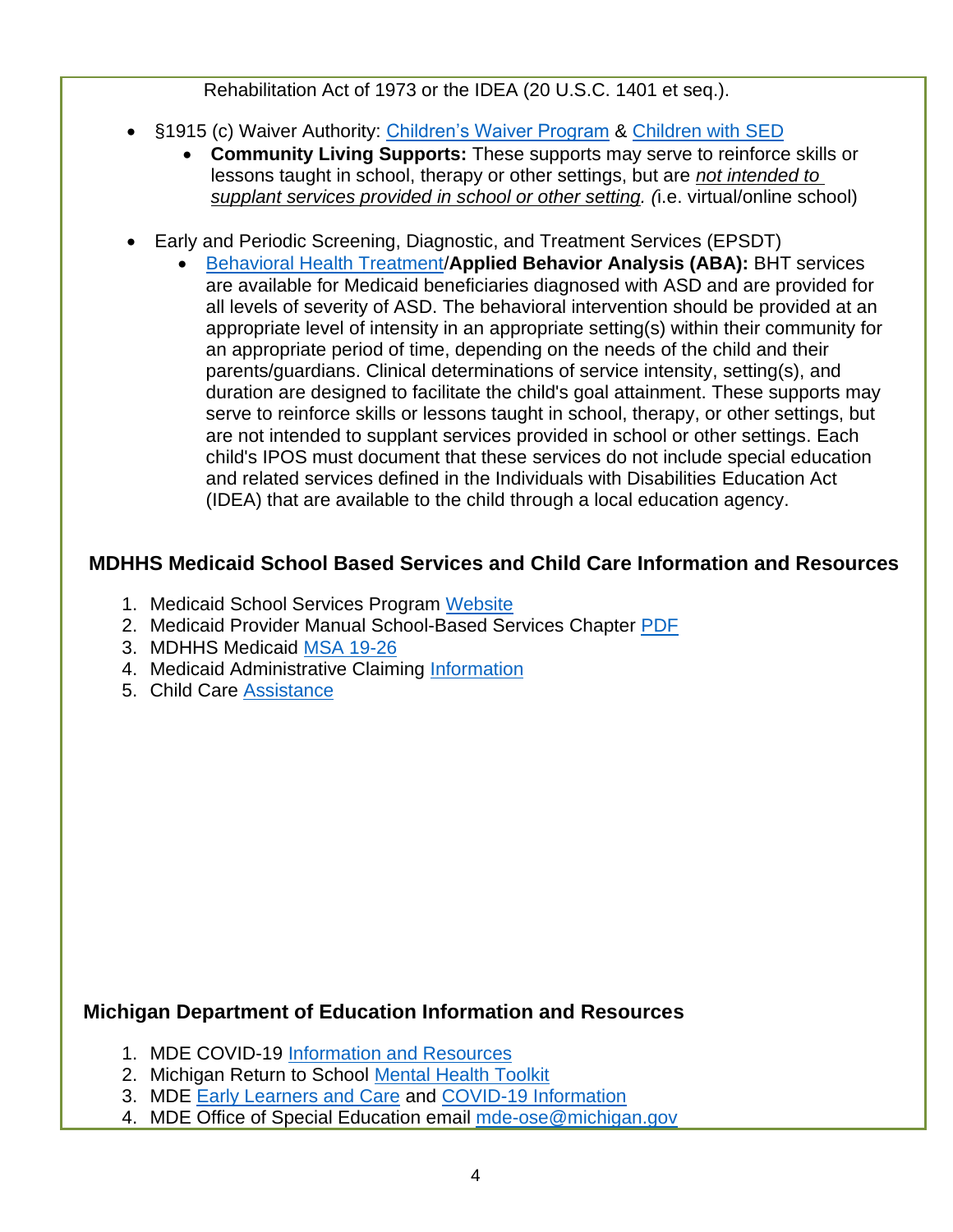Rehabilitation Act of 1973 or the IDEA (20 U.S.C. 1401 et seq.).

- §1915 (c) Waiver Authority: Children's Waiver Program & Children with SED
    - **Community Living Supports:** These supports may serve to reinforce skills or lessons taught in school, therapy or other settings, but are *not intended to supplant services provided in school or other setting. (*i.e. virtual/online school)

- Early and Periodic Screening, Diagnostic, and Treatment Services (EPSDT)
    - Behavioral Health Treatment/**Applied Behavior Analysis (ABA):** BHT services are available for Medicaid beneficiaries diagnosed with ASD and are provided for all levels of severity of ASD. The behavioral intervention should be provided at an appropriate level of intensity in an appropriate setting(s) within their community for an appropriate period of time, depending on the needs of the child and their parents/guardians. Clinical determinations of service intensity, setting(s), and duration are designed to facilitate the child's goal attainment. These supports may serve to reinforce skills or lessons taught in school, therapy, or other settings, but are not intended to supplant services provided in school or other settings. Each child's IPOS must document that these services do not include special education and related services defined in the Individuals with Disabilities Education Act (IDEA) that are available to the child through a local education agency.

## MDHHS Medicaid School Based Services and Child Care Information and Resources

1. Medicaid School Services Program Website
2. Medicaid Provider Manual School-Based Services Chapter PDF
3. MDHHS Medicaid MSA 19-26
4. Medicaid Administrative Claiming Information
5. Child Care Assistance

## Michigan Department of Education Information and Resources

1. MDE COVID-19 Information and Resources
2. Michigan Return to School Mental Health Toolkit
3. MDE Early Learners and Care and COVID-19 Information
4. MDE Office of Special Education email mde-ose@michigan.gov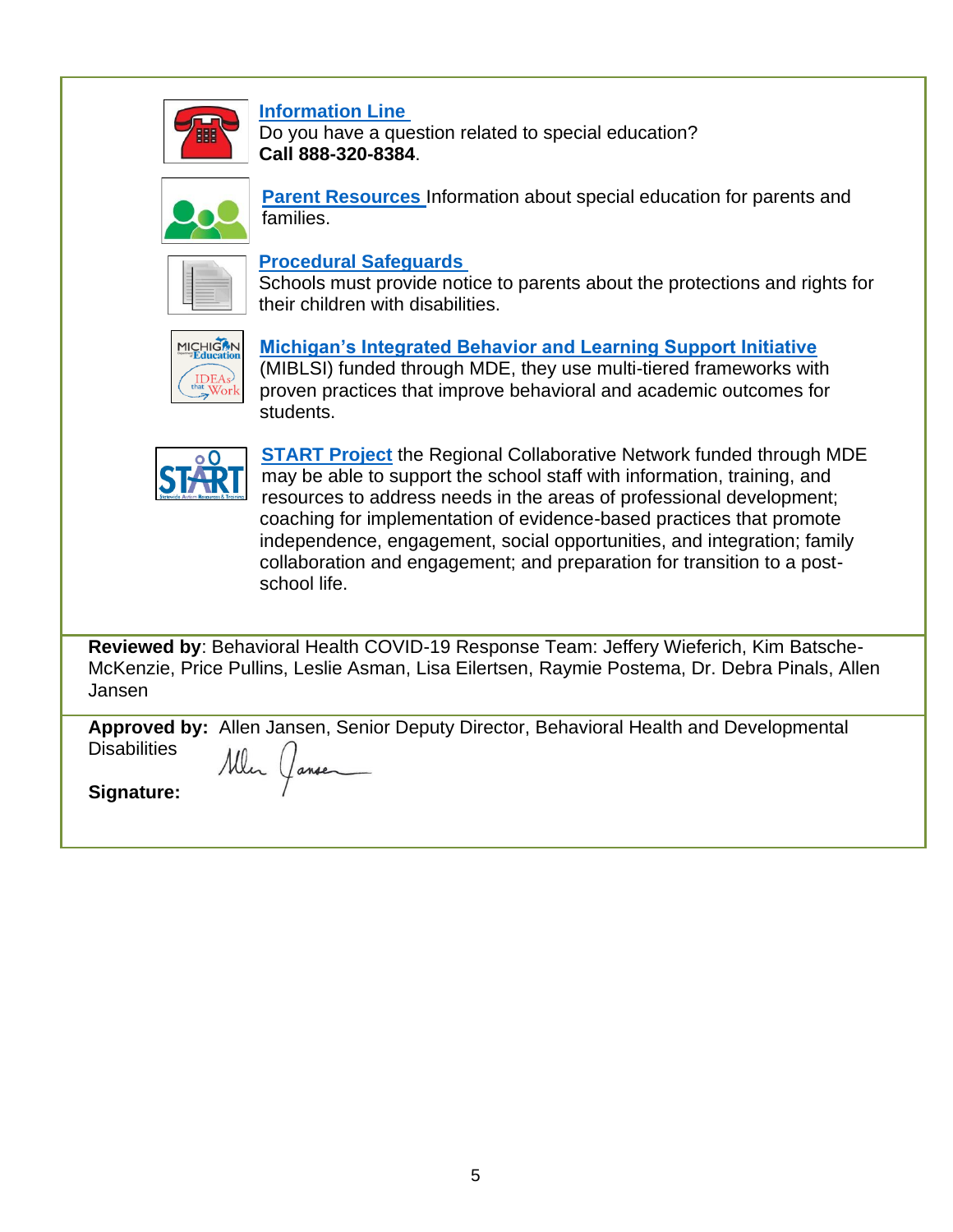**Information Line**
Do you have a question related to special education?
**Call 888-320-8384**.

**Parent Resources** Information about special education for parents and families.

**Procedural Safeguards**
Schools must provide notice to parents about the protections and rights for their children with disabilities.

**Michigan's Integrated Behavior and Learning Support Initiative** (MIBLSI) funded through MDE, they use multi-tiered frameworks with proven practices that improve behavioral and academic outcomes for students.

**START Project** the Regional Collaborative Network funded through MDE may be able to support the school staff with information, training, and resources to address needs in the areas of professional development; coaching for implementation of evidence-based practices that promote independence, engagement, social opportunities, and integration; family collaboration and engagement; and preparation for transition to a post-school life.

**Reviewed by**: Behavioral Health COVID-19 Response Team: Jeffery Wieferich, Kim Batsche-McKenzie, Price Pullins, Leslie Asman, Lisa Eilertsen, Raymie Postema, Dr. Debra Pinals, Allen Jansen

**Approved by:** Allen Jansen, Senior Deputy Director, Behavioral Health and Developmental Disabilities

**Signature:**